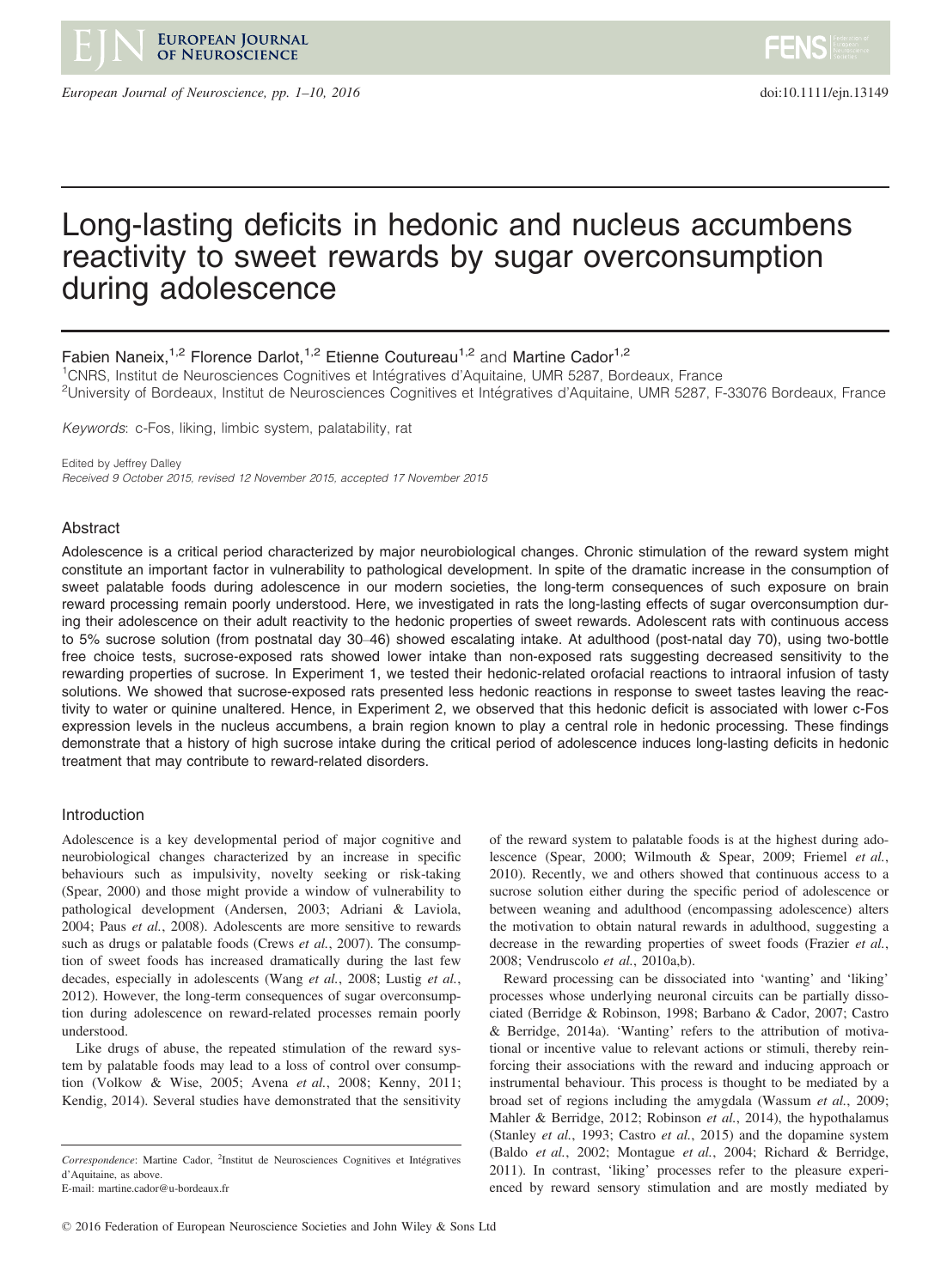# Long-lasting deficits in hedonic and nucleus accumbens reactivity to sweet rewards by sugar overconsumption during adolescence

Fabien Naneix,[1,2] Florence Darlot,[1,2] Etienne Coutureau[1,2] and Martine Cador[1,2]

[1]CNRS, Institut de Neurosciences Cognitives et Intégratives d'Aquitaine, UMR 5287, Bordeaux, France

[2]University of Bordeaux, Institut de Neurosciences Cognitives et Intégratives d'Aquitaine, UMR 5287, F-33076 Bordeaux, France

*Keywords*: c-Fos, liking, limbic system, palatability, rat

Edited by Jeffrey Dalley

*Received 9 October 2015, revised 12 November 2015, accepted 17 November 2015*

## Abstract

Adolescence is a critical period characterized by major neurobiological changes. Chronic stimulation of the reward system might constitute an important factor in vulnerability to pathological development. In spite of the dramatic increase in the consumption of sweet palatable foods during adolescence in our modern societies, the long-term consequences of such exposure on brain reward processing remain poorly understood. Here, we investigated in rats the long-lasting effects of sugar overconsumption during their adolescence on their adult reactivity to the hedonic properties of sweet rewards. Adolescent rats with continuous access to 5% sucrose solution (from postnatal day 30–46) showed escalating intake. At adulthood (post-natal day 70), using two-bottle free choice tests, sucrose-exposed rats showed lower intake than non-exposed rats suggesting decreased sensitivity to the rewarding properties of sucrose. In Experiment 1, we tested their hedonic-related orofacial reactions to intraoral infusion of tasty solutions. We showed that sucrose-exposed rats presented less hedonic reactions in response to sweet tastes leaving the reactivity to water or quinine unaltered. Hence, in Experiment 2, we observed that this hedonic deficit is associated with lower c-Fos expression levels in the nucleus accumbens, a brain region known to play a central role in hedonic processing. These findings demonstrate that a history of high sucrose intake during the critical period of adolescence induces long-lasting deficits in hedonic treatment that may contribute to reward-related disorders.

## Introduction

Adolescence is a key developmental period of major cognitive and neurobiological changes characterized by an increase in specific behaviours such as impulsivity, novelty seeking or risk-taking (Spear, 2000) and those might provide a window of vulnerability to pathological development (Andersen, 2003; Adriani & Laviola, 2004; Paus *et al.*, 2008). Adolescents are more sensitive to rewards such as drugs or palatable foods (Crews *et al.*, 2007). The consumption of sweet foods has increased dramatically during the last few decades, especially in adolescents (Wang *et al.*, 2008; Lustig *et al.*, 2012). However, the long-term consequences of sugar overconsumption during adolescence on reward-related processes remain poorly understood.

Like drugs of abuse, the repeated stimulation of the reward system by palatable foods may lead to a loss of control over consumption (Volkow & Wise, 2005; Avena *et al.*, 2008; Kenny, 2011; Kendig, 2014). Several studies have demonstrated that the sensitivity of the reward system to palatable foods is at the highest during adolescence (Spear, 2000; Wilmouth & Spear, 2009; Friemel *et al.*, 2010). Recently, we and others showed that continuous access to a sucrose solution either during the specific period of adolescence or between weaning and adulthood (encompassing adolescence) alters the motivation to obtain natural rewards in adulthood, suggesting a decrease in the rewarding properties of sweet foods (Frazier *et al.*, 2008; Vendruscolo *et al.*, 2010a,b).

Reward processing can be dissociated into 'wanting' and 'liking' processes whose underlying neuronal circuits can be partially dissociated (Berridge & Robinson, 1998; Barbano & Cador, 2007; Castro & Berridge, 2014a). 'Wanting' refers to the attribution of motivational or incentive value to relevant actions or stimuli, thereby reinforcing their associations with the reward and inducing approach or instrumental behaviour. This process is thought to be mediated by a broad set of regions including the amygdala (Wassum *et al.*, 2009; Mahler & Berridge, 2012; Robinson *et al.*, 2014), the hypothalamus (Stanley *et al.*, 1993; Castro *et al.*, 2015) and the dopamine system (Baldo *et al.*, 2002; Montague *et al.*, 2004; Richard & Berridge, 2011). In contrast, 'liking' processes refer to the pleasure experienced by reward sensory stimulation and are mostly mediated by

*Correspondence*: Martine Cador, [2]Institut de Neurosciences Cognitives et Intégratives d'Aquitaine, as above.
E-mail: martine.cador@u-bordeaux.fr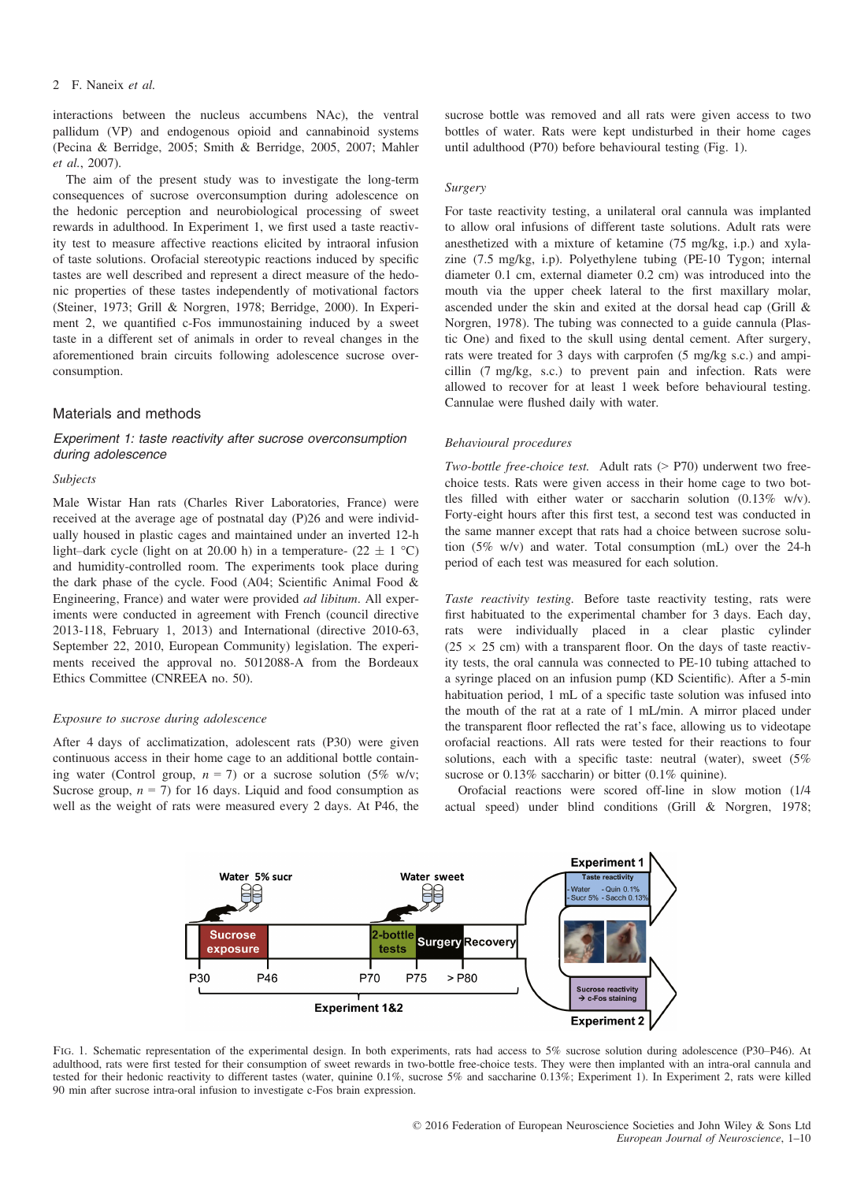interactions between the nucleus accumbens NAc), the ventral pallidum (VP) and endogenous opioid and cannabinoid systems (Pecina & Berridge, 2005; Smith & Berridge, 2005, 2007; Mahler *et al.*, 2007).

The aim of the present study was to investigate the long-term consequences of sucrose overconsumption during adolescence on the hedonic perception and neurobiological processing of sweet rewards in adulthood. In Experiment 1, we first used a taste reactivity test to measure affective reactions elicited by intraoral infusion of taste solutions. Orofacial stereotypic reactions induced by specific tastes are well described and represent a direct measure of the hedonic properties of these tastes independently of motivational factors (Steiner, 1973; Grill & Norgren, 1978; Berridge, 2000). In Experiment 2, we quantified c-Fos immunostaining induced by a sweet taste in a different set of animals in order to reveal changes in the aforementioned brain circuits following adolescence sucrose overconsumption.

## Materials and methods

### *Experiment 1: taste reactivity after sucrose overconsumption during adolescence*

#### *Subjects*

Male Wistar Han rats (Charles River Laboratories, France) were received at the average age of postnatal day (P)26 and were individually housed in plastic cages and maintained under an inverted 12-h light–dark cycle (light on at 20.00 h) in a temperature- (22 ± 1 °C) and humidity-controlled room. The experiments took place during the dark phase of the cycle. Food (A04; Scientific Animal Food & Engineering, France) and water were provided *ad libitum*. All experiments were conducted in agreement with French (council directive 2013-118, February 1, 2013) and International (directive 2010-63, September 22, 2010, European Community) legislation. The experiments received the approval no. 5012088-A from the Bordeaux Ethics Committee (CNREEA no. 50).

#### *Exposure to sucrose during adolescence*

After 4 days of acclimatization, adolescent rats (P30) were given continuous access in their home cage to an additional bottle containing water (Control group, $n = 7$) or a sucrose solution (5% w/v; Sucrose group, $n = 7$) for 16 days. Liquid and food consumption as well as the weight of rats were measured every 2 days. At P46, the sucrose bottle was removed and all rats were given access to two bottles of water. Rats were kept undisturbed in their home cages until adulthood (P70) before behavioural testing (Fig. 1).

#### *Surgery*

For taste reactivity testing, a unilateral oral cannula was implanted to allow oral infusions of different taste solutions. Adult rats were anesthetized with a mixture of ketamine (75 mg/kg, i.p.) and xylazine (7.5 mg/kg, i.p). Polyethylene tubing (PE-10 Tygon; internal diameter 0.1 cm, external diameter 0.2 cm) was introduced into the mouth via the upper cheek lateral to the first maxillary molar, ascended under the skin and exited at the dorsal head cap (Grill & Norgren, 1978). The tubing was connected to a guide cannula (Plastic One) and fixed to the skull using dental cement. After surgery, rats were treated for 3 days with carprofen (5 mg/kg s.c.) and ampicillin (7 mg/kg, s.c.) to prevent pain and infection. Rats were allowed to recover for at least 1 week before behavioural testing. Cannulae were flushed daily with water.

#### *Behavioural procedures*

*Two-bottle free-choice test.* Adult rats (> P70) underwent two free-choice tests. Rats were given access in their home cage to two bottles filled with either water or saccharin solution (0.13% w/v). Forty-eight hours after this first test, a second test was conducted in the same manner except that rats had a choice between sucrose solution (5% w/v) and water. Total consumption (mL) over the 24-h period of each test was measured for each solution.

*Taste reactivity testing.* Before taste reactivity testing, rats were first habituated to the experimental chamber for 3 days. Each day, rats were individually placed in a clear plastic cylinder (25 × 25 cm) with a transparent floor. On the days of taste reactivity tests, the oral cannula was connected to PE-10 tubing attached to a syringe placed on an infusion pump (KD Scientific). After a 5-min habituation period, 1 mL of a specific taste solution was infused into the mouth of the rat at a rate of 1 mL/min. A mirror placed under the transparent floor reflected the rat's face, allowing us to videotape orofacial reactions. All rats were tested for their reactions to four solutions, each with a specific taste: neutral (water), sweet (5% sucrose or 0.13% saccharin) or bitter (0.1% quinine).

Orofacial reactions were scored off-line in slow motion (1/4 actual speed) under blind conditions (Grill & Norgren, 1978;

FIG. 1. Schematic representation of the experimental design. In both experiments, rats had access to 5% sucrose solution during adolescence (P30–P46). At adulthood, rats were first tested for their consumption of sweet rewards in two-bottle free-choice tests. They were then implanted with an intra-oral cannula and tested for their hedonic reactivity to different tastes (water, quinine 0.1%, sucrose 5% and saccharine 0.13%; Experiment 1). In Experiment 2, rats were killed 90 min after sucrose intra-oral infusion to investigate c-Fos brain expression.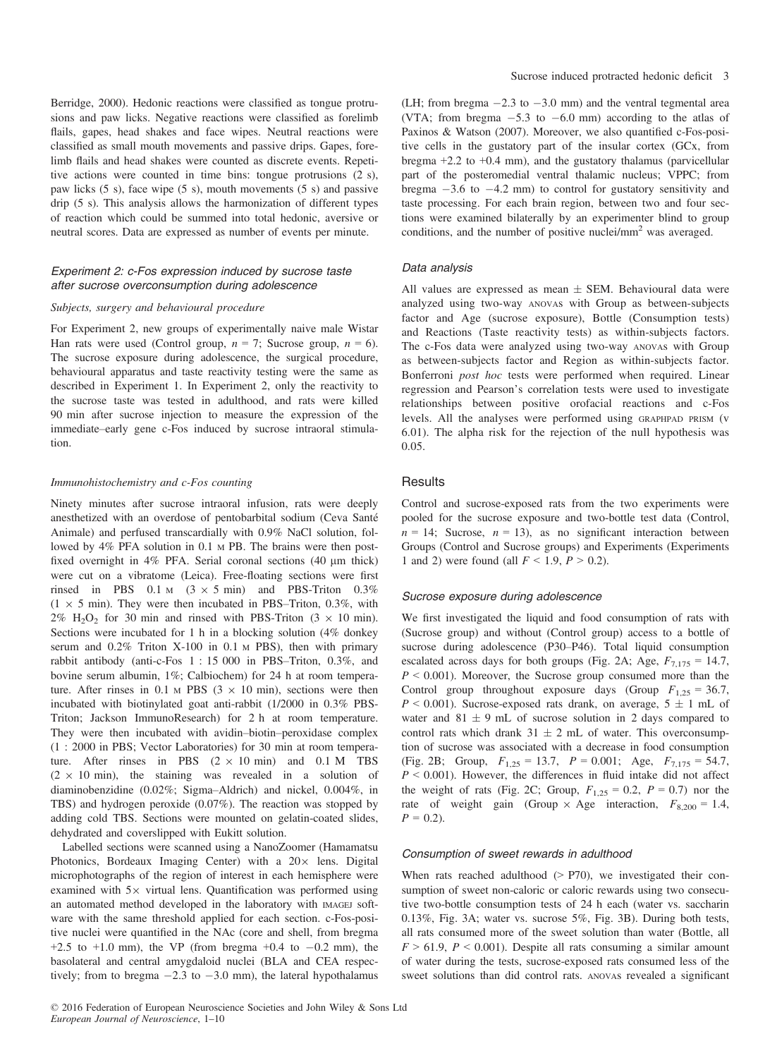Berridge, 2000). Hedonic reactions were classified as tongue protrusions and paw licks. Negative reactions were classified as forelimb flails, gapes, head shakes and face wipes. Neutral reactions were classified as small mouth movements and passive drips. Gapes, forelimb flails and head shakes were counted as discrete events. Repetitive actions were counted in time bins: tongue protrusions (2 s), paw licks (5 s), face wipe (5 s), mouth movements (5 s) and passive drip (5 s). This analysis allows the harmonization of different types of reaction which could be summed into total hedonic, aversive or neutral scores. Data are expressed as number of events per minute.

### *Experiment 2: c-Fos expression induced by sucrose taste after sucrose overconsumption during adolescence*

#### *Subjects, surgery and behavioural procedure*

For Experiment 2, new groups of experimentally naive male Wistar Han rats were used (Control group, $n = 7$; Sucrose group, $n = 6$). The sucrose exposure during adolescence, the surgical procedure, behavioural apparatus and taste reactivity testing were the same as described in Experiment 1. In Experiment 2, only the reactivity to the sucrose taste was tested in adulthood, and rats were killed 90 min after sucrose injection to measure the expression of the immediate–early gene c-Fos induced by sucrose intraoral stimulation.

#### *Immunohistochemistry and c-Fos counting*

Ninety minutes after sucrose intraoral infusion, rats were deeply anesthetized with an overdose of pentobarbital sodium (Ceva Santé Animale) and perfused transcardially with 0.9% NaCl solution, followed by 4% PFA solution in 0.1 M PB. The brains were then post-fixed overnight in 4% PFA. Serial coronal sections (40 μm thick) were cut on a vibratome (Leica). Free-floating sections were first rinsed in PBS 0.1 M (3 × 5 min) and PBS-Triton 0.3% (1 × 5 min). They were then incubated in PBS–Triton, 0.3%, with 2% $H_2O_2$ for 30 min and rinsed with PBS-Triton (3 × 10 min). Sections were incubated for 1 h in a blocking solution (4% donkey serum and 0.2% Triton X-100 in 0.1 M PBS), then with primary rabbit antibody (anti-c-Fos 1 : 15 000 in PBS–Triton, 0.3%, and bovine serum albumin, 1%; Calbiochem) for 24 h at room temperature. After rinses in 0.1 M PBS (3 × 10 min), sections were then incubated with biotinylated goat anti-rabbit (1/2000 in 0.3% PBS-Triton; Jackson ImmunoResearch) for 2 h at room temperature. They were then incubated with avidin–biotin–peroxidase complex (1 : 2000 in PBS; Vector Laboratories) for 30 min at room temperature. After rinses in PBS (2 × 10 min) and 0.1 M TBS (2 × 10 min), the staining was revealed in a solution of diaminobenzidine (0.02%; Sigma–Aldrich) and nickel, 0.004%, in TBS) and hydrogen peroxide (0.07%). The reaction was stopped by adding cold TBS. Sections were mounted on gelatin-coated slides, dehydrated and coverslipped with Eukitt solution.

Labelled sections were scanned using a NanoZoomer (Hamamatsu Photonics, Bordeaux Imaging Center) with a 20× lens. Digital microphotographs of the region of interest in each hemisphere were examined with 5× virtual lens. Quantification was performed using an automated method developed in the laboratory with IMAGEJ software with the same threshold applied for each section. c-Fos-positive nuclei were quantified in the NAc (core and shell, from bregma +2.5 to +1.0 mm), the VP (from bregma +0.4 to −0.2 mm), the basolateral and central amygdaloid nuclei (BLA and CEA respectively; from to bregma −2.3 to −3.0 mm), the lateral hypothalamus (LH; from bregma −2.3 to −3.0 mm) and the ventral tegmental area (VTA; from bregma −5.3 to −6.0 mm) according to the atlas of Paxinos & Watson (2007). Moreover, we also quantified c-Fos-positive cells in the gustatory part of the insular cortex (GCx, from bregma +2.2 to +0.4 mm), and the gustatory thalamus (parvicellular part of the posteromedial ventral thalamic nucleus; VPPC; from bregma −3.6 to −4.2 mm) to control for gustatory sensitivity and taste processing. For each brain region, between two and four sections were examined bilaterally by an experimenter blind to group conditions, and the number of positive nuclei/mm$^2$ was averaged.

### *Data analysis*

All values are expressed as mean ± SEM. Behavioural data were analyzed using two-way ANOVAS with Group as between-subjects factor and Age (sucrose exposure), Bottle (Consumption tests) and Reactions (Taste reactivity tests) as within-subjects factors. The c-Fos data were analyzed using two-way ANOVAS with Group as between-subjects factor and Region as within-subjects factor. Bonferroni *post hoc* tests were performed when required. Linear regression and Pearson's correlation tests were used to investigate relationships between positive orofacial reactions and c-Fos levels. All the analyses were performed using GRAPHPAD PRISM (v 6.01). The alpha risk for the rejection of the null hypothesis was 0.05.

## Results

Control and sucrose-exposed rats from the two experiments were pooled for the sucrose exposure and two-bottle test data (Control, $n = 14$; Sucrose, $n = 13$), as no significant interaction between Groups (Control and Sucrose groups) and Experiments (Experiments 1 and 2) were found (all $F < 1.9$, $P > 0.2$).

### *Sucrose exposure during adolescence*

We first investigated the liquid and food consumption of rats with (Sucrose group) and without (Control group) access to a bottle of sucrose during adolescence (P30–P46). Total liquid consumption escalated across days for both groups (Fig. 2A; Age, $F_{7,175} = 14.7$, $P < 0.001$). Moreover, the Sucrose group consumed more than the Control group throughout exposure days (Group $F_{1,25} = 36.7$, $P < 0.001$). Sucrose-exposed rats drank, on average, 5 ± 1 mL of water and 81 ± 9 mL of sucrose solution in 2 days compared to control rats which drank 31 ± 2 mL of water. This overconsumption of sucrose was associated with a decrease in food consumption (Fig. 2B; Group, $F_{1,25} = 13.7$, $P = 0.001$; Age, $F_{7,175} = 54.7$, $P < 0.001$). However, the differences in fluid intake did not affect the weight of rats (Fig. 2C; Group, $F_{1,25} = 0.2$, $P = 0.7$) nor the rate of weight gain (Group × Age interaction, $F_{8,200} = 1.4$, $P = 0.2$).

### *Consumption of sweet rewards in adulthood*

When rats reached adulthood (> P70), we investigated their consumption of sweet non-caloric or caloric rewards using two consecutive two-bottle consumption tests of 24 h each (water vs. saccharin 0.13%, Fig. 3A; water vs. sucrose 5%, Fig. 3B). During both tests, all rats consumed more of the sweet solution than water (Bottle, all $F > 61.9$, $P < 0.001$). Despite all rats consuming a similar amount of water during the tests, sucrose-exposed rats consumed less of the sweet solutions than did control rats. ANOVAS revealed a significant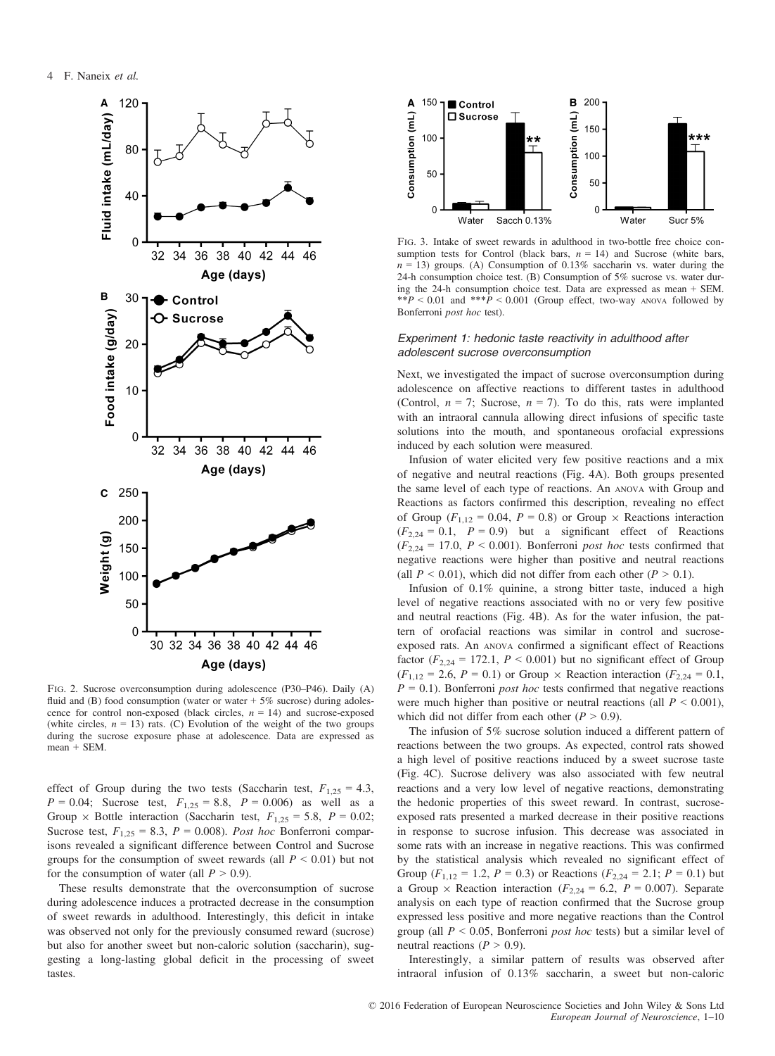FIG. 2. Sucrose overconsumption during adolescence (P30–P46). Daily (A) fluid and (B) food consumption (water or water + 5% sucrose) during adolescence for control non-exposed (black circles, $n = 14$) and sucrose-exposed (white circles, $n = 13$) rats. (C) Evolution of the weight of the two groups during the sucrose exposure phase at adolescence. Data are expressed as mean + SEM.

effect of Group during the two tests (Saccharin test, $F_{1,25} = 4.3$, $P = 0.04$; Sucrose test, $F_{1,25} = 8.8$, $P = 0.006$) as well as a Group × Bottle interaction (Saccharin test, $F_{1,25} = 5.8$, $P = 0.02$; Sucrose test, $F_{1,25} = 8.3$, $P = 0.008$). *Post hoc* Bonferroni comparisons revealed a significant difference between Control and Sucrose groups for the consumption of sweet rewards (all $P < 0.01$) but not for the consumption of water (all $P > 0.9$).

These results demonstrate that the overconsumption of sucrose during adolescence induces a protracted decrease in the consumption of sweet rewards in adulthood. Interestingly, this deficit in intake was observed not only for the previously consumed reward (sucrose) but also for another sweet but non-caloric solution (saccharin), suggesting a long-lasting global deficit in the processing of sweet tastes.

FIG. 3. Intake of sweet rewards in adulthood in two-bottle free choice consumption tests for Control (black bars, $n = 14$) and Sucrose (white bars, $n = 13$) groups. (A) Consumption of 0.13% saccharin vs. water during the 24-h consumption choice test. (B) Consumption of 5% sucrose vs. water during the 24-h consumption choice test. Data are expressed as mean + SEM. \*\*$P < 0.01$ and \*\*\*$P < 0.001$ (Group effect, two-way ANOVA followed by Bonferroni *post hoc* test).

### *Experiment 1: hedonic taste reactivity in adulthood after adolescent sucrose overconsumption*

Next, we investigated the impact of sucrose overconsumption during adolescence on affective reactions to different tastes in adulthood (Control, $n = 7$; Sucrose, $n = 7$). To do this, rats were implanted with an intraoral cannula allowing direct infusions of specific taste solutions into the mouth, and spontaneous orofacial expressions induced by each solution were measured.

Infusion of water elicited very few positive reactions and a mix of negative and neutral reactions (Fig. 4A). Both groups presented the same level of each type of reactions. An ANOVA with Group and Reactions as factors confirmed this description, revealing no effect of Group ($F_{1,12} = 0.04$, $P = 0.8$) or Group × Reactions interaction ($F_{2,24} = 0.1$, $P = 0.9$) but a significant effect of Reactions ($F_{2,24} = 17.0$, $P < 0.001$). Bonferroni *post hoc* tests confirmed that negative reactions were higher than positive and neutral reactions (all $P < 0.01$), which did not differ from each other ($P > 0.1$).

Infusion of 0.1% quinine, a strong bitter taste, induced a high level of negative reactions associated with no or very few positive and neutral reactions (Fig. 4B). As for the water infusion, the pattern of orofacial reactions was similar in control and sucrose-exposed rats. An ANOVA confirmed a significant effect of Reactions factor ($F_{2,24} = 172.1$, $P < 0.001$) but no significant effect of Group ($F_{1,12} = 2.6$, $P = 0.1$) or Group × Reaction interaction ($F_{2,24} = 0.1$, $P = 0.1$). Bonferroni *post hoc* tests confirmed that negative reactions were much higher than positive or neutral reactions (all $P < 0.001$), which did not differ from each other ($P > 0.9$).

The infusion of 5% sucrose solution induced a different pattern of reactions between the two groups. As expected, control rats showed a high level of positive reactions induced by a sweet sucrose taste (Fig. 4C). Sucrose delivery was also associated with few neutral reactions and a very low level of negative reactions, demonstrating the hedonic properties of this sweet reward. In contrast, sucrose-exposed rats presented a marked decrease in their positive reactions in response to sucrose infusion. This decrease was associated in some rats with an increase in negative reactions. This was confirmed by the statistical analysis which revealed no significant effect of Group ($F_{1,12} = 1.2$, $P = 0.3$) or Reactions ($F_{2,24} = 2.1$; $P = 0.1$) but a Group × Reaction interaction ($F_{2,24} = 6.2$, $P = 0.007$). Separate analysis on each type of reaction confirmed that the Sucrose group expressed less positive and more negative reactions than the Control group (all $P < 0.05$, Bonferroni *post hoc* tests) but a similar level of neutral reactions ($P > 0.9$).

Interestingly, a similar pattern of results was observed after intraoral infusion of 0.13% saccharin, a sweet but non-caloric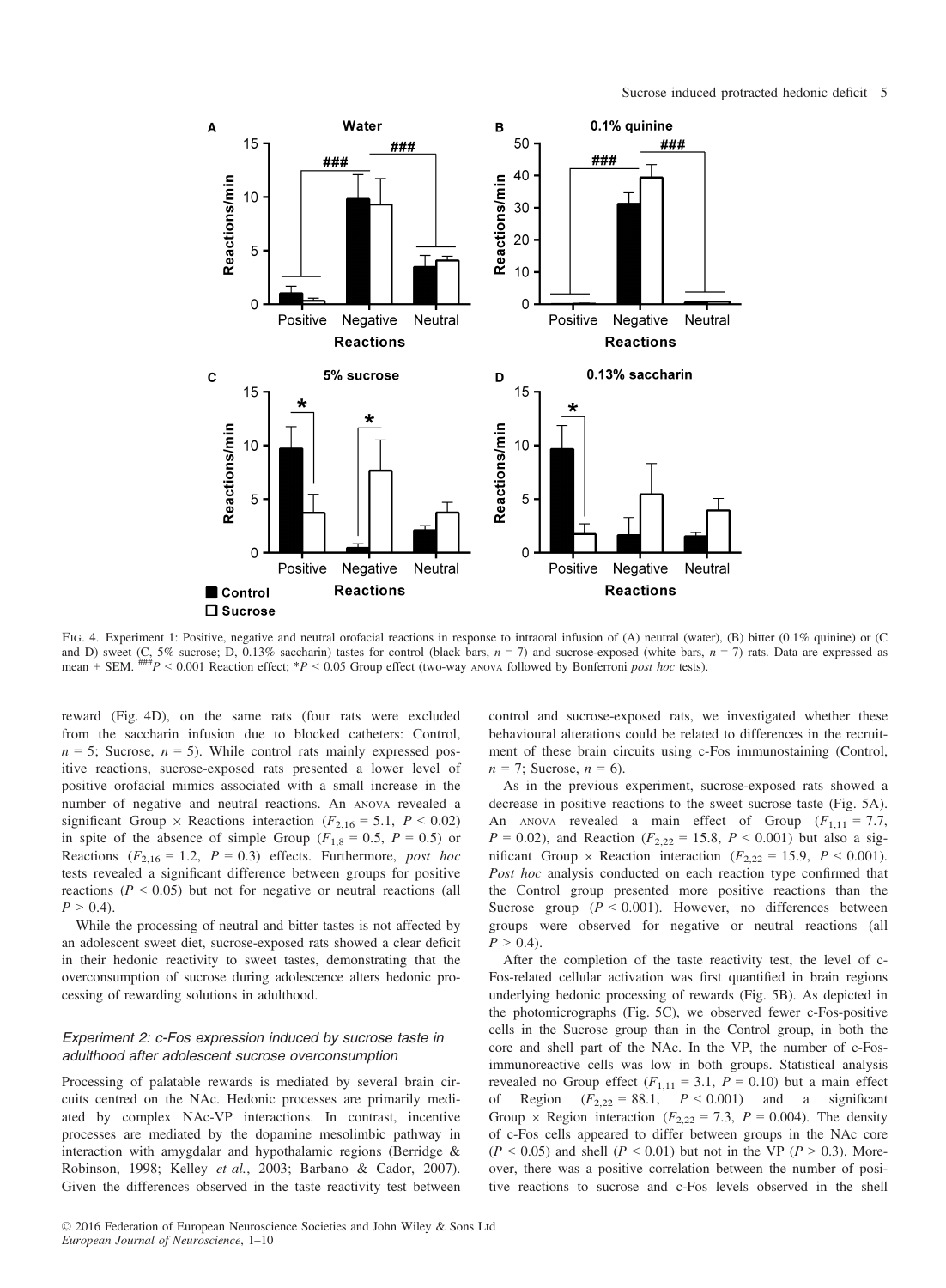FIG. 4. Experiment 1: Positive, negative and neutral orofacial reactions in response to intraoral infusion of (A) neutral (water), (B) bitter (0.1% quinine) or (C and D) sweet (C, 5% sucrose; D, 0.13% saccharin) tastes for control (black bars, $n = 7$) and sucrose-exposed (white bars, $n = 7$) rats. Data are expressed as mean + SEM. ###$P < 0.001$ Reaction effect; *$P < 0.05$ Group effect (two-way ANOVA followed by Bonferroni *post hoc* tests).

reward (Fig. 4D), on the same rats (four rats were excluded from the saccharin infusion due to blocked catheters: Control, $n = 5$; Sucrose, $n = 5$). While control rats mainly expressed positive reactions, sucrose-exposed rats presented a lower level of positive orofacial mimics associated with a small increase in the number of negative and neutral reactions. An ANOVA revealed a significant Group × Reactions interaction ($F_{2,16} = 5.1$, $P < 0.02$) in spite of the absence of simple Group ($F_{1,8} = 0.5$, $P = 0.5$) or Reactions ($F_{2,16} = 1.2$, $P = 0.3$) effects. Furthermore, *post hoc* tests revealed a significant difference between groups for positive reactions ($P < 0.05$) but not for negative or neutral reactions (all $P > 0.4$).

While the processing of neutral and bitter tastes is not affected by an adolescent sweet diet, sucrose-exposed rats showed a clear deficit in their hedonic reactivity to sweet tastes, demonstrating that the overconsumption of sucrose during adolescence alters hedonic processing of rewarding solutions in adulthood.

### *Experiment 2: c-Fos expression induced by sucrose taste in adulthood after adolescent sucrose overconsumption*

Processing of palatable rewards is mediated by several brain circuits centred on the NAc. Hedonic processes are primarily mediated by complex NAc-VP interactions. In contrast, incentive processes are mediated by the dopamine mesolimbic pathway in interaction with amygdalar and hypothalamic regions (Berridge & Robinson, 1998; Kelley *et al.*, 2003; Barbano & Cador, 2007). Given the differences observed in the taste reactivity test between control and sucrose-exposed rats, we investigated whether these behavioural alterations could be related to differences in the recruitment of these brain circuits using c-Fos immunostaining (Control, $n = 7$; Sucrose, $n = 6$).

As in the previous experiment, sucrose-exposed rats showed a decrease in positive reactions to the sweet sucrose taste (Fig. 5A). An ANOVA revealed a main effect of Group ($F_{1,11} = 7.7$, $P = 0.02$), and Reaction ($F_{2,22} = 15.8$, $P < 0.001$) but also a significant Group × Reaction interaction ($F_{2,22} = 15.9$, $P < 0.001$). *Post hoc* analysis conducted on each reaction type confirmed that the Control group presented more positive reactions than the Sucrose group ($P < 0.001$). However, no differences between groups were observed for negative or neutral reactions (all $P > 0.4$).

After the completion of the taste reactivity test, the level of c-Fos-related cellular activation was first quantified in brain regions underlying hedonic processing of rewards (Fig. 5B). As depicted in the photomicrographs (Fig. 5C), we observed fewer c-Fos-positive cells in the Sucrose group than in the Control group, in both the core and shell part of the NAc. In the VP, the number of c-Fos-immunoreactive cells was low in both groups. Statistical analysis revealed no Group effect ($F_{1,11} = 3.1$, $P = 0.10$) but a main effect of Region ($F_{2,22} = 88.1$, $P < 0.001$) and a significant Group × Region interaction ($F_{2,22} = 7.3$, $P = 0.004$). The density of c-Fos cells appeared to differ between groups in the NAc core ($P < 0.05$) and shell ($P < 0.01$) but not in the VP ($P > 0.3$). Moreover, there was a positive correlation between the number of positive reactions to sucrose and c-Fos levels observed in the shell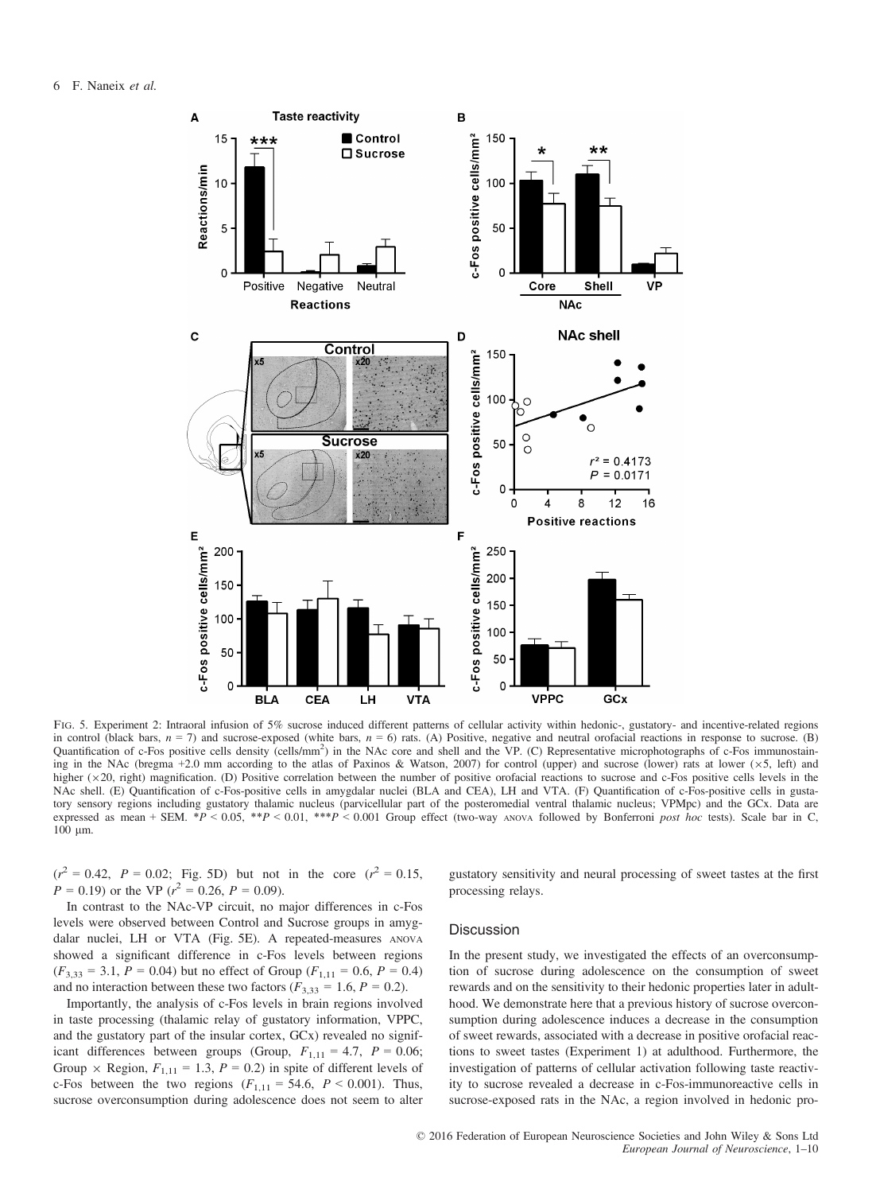FIG. 5. Experiment 2: Intraoral infusion of 5% sucrose induced different patterns of cellular activity within hedonic-, gustatory- and incentive-related regions in control (black bars, $n = 7$) and sucrose-exposed (white bars, $n = 6$) rats. (A) Positive, negative and neutral orofacial reactions in response to sucrose. (B) Quantification of c-Fos positive cells density (cells/mm$^2$) in the NAc core and shell and the VP. (C) Representative microphotographs of c-Fos immunostaining in the NAc (bregma +2.0 mm according to the atlas of Paxinos & Watson, 2007) for control (upper) and sucrose (lower) rats at lower (×5, left) and higher (×20, right) magnification. (D) Positive correlation between the number of positive orofacial reactions to sucrose and c-Fos positive cells levels in the NAc shell. (E) Quantification of c-Fos-positive cells in amygdalar nuclei (BLA and CEA), LH and VTA. (F) Quantification of c-Fos-positive cells in gustatory sensory regions including gustatory thalamic nucleus (parvicellular part of the posteromedial ventral thalamic nucleus; VPMpc) and the GCx. Data are expressed as mean + SEM. \*$P < 0.05$, \*\*$P < 0.01$, \*\*\*$P < 0.001$ Group effect (two-way ANOVA followed by Bonferroni *post hoc* tests). Scale bar in C, 100 μm.

($r^2 = 0.42$, $P = 0.02$; Fig. 5D) but not in the core ($r^2 = 0.15$, $P = 0.19$) or the VP ($r^2 = 0.26$, $P = 0.09$).

In contrast to the NAc-VP circuit, no major differences in c-Fos levels were observed between Control and Sucrose groups in amygdalar nuclei, LH or VTA (Fig. 5E). A repeated-measures ANOVA showed a significant difference in c-Fos levels between regions ($F_{3,33} = 3.1$, $P = 0.04$) but no effect of Group ($F_{1,11} = 0.6$, $P = 0.4$) and no interaction between these two factors ($F_{3,33} = 1.6$, $P = 0.2$).

Importantly, the analysis of c-Fos levels in brain regions involved in taste processing (thalamic relay of gustatory information, VPPC, and the gustatory part of the insular cortex, GCx) revealed no significant differences between groups (Group, $F_{1,11} = 4.7$, $P = 0.06$; Group × Region, $F_{1,11} = 1.3$, $P = 0.2$) in spite of different levels of c-Fos between the two regions ($F_{1,11} = 54.6$, $P < 0.001$). Thus, sucrose overconsumption during adolescence does not seem to alter gustatory sensitivity and neural processing of sweet tastes at the first processing relays.

## Discussion

In the present study, we investigated the effects of an overconsumption of sucrose during adolescence on the consumption of sweet rewards and on the sensitivity to their hedonic properties later in adulthood. We demonstrate here that a previous history of sucrose overconsumption during adolescence induces a decrease in the consumption of sweet rewards, associated with a decrease in positive orofacial reactions to sweet tastes (Experiment 1) at adulthood. Furthermore, the investigation of patterns of cellular activation following taste reactivity to sucrose revealed a decrease in c-Fos-immunoreactive cells in sucrose-exposed rats in the NAc, a region involved in hedonic pro-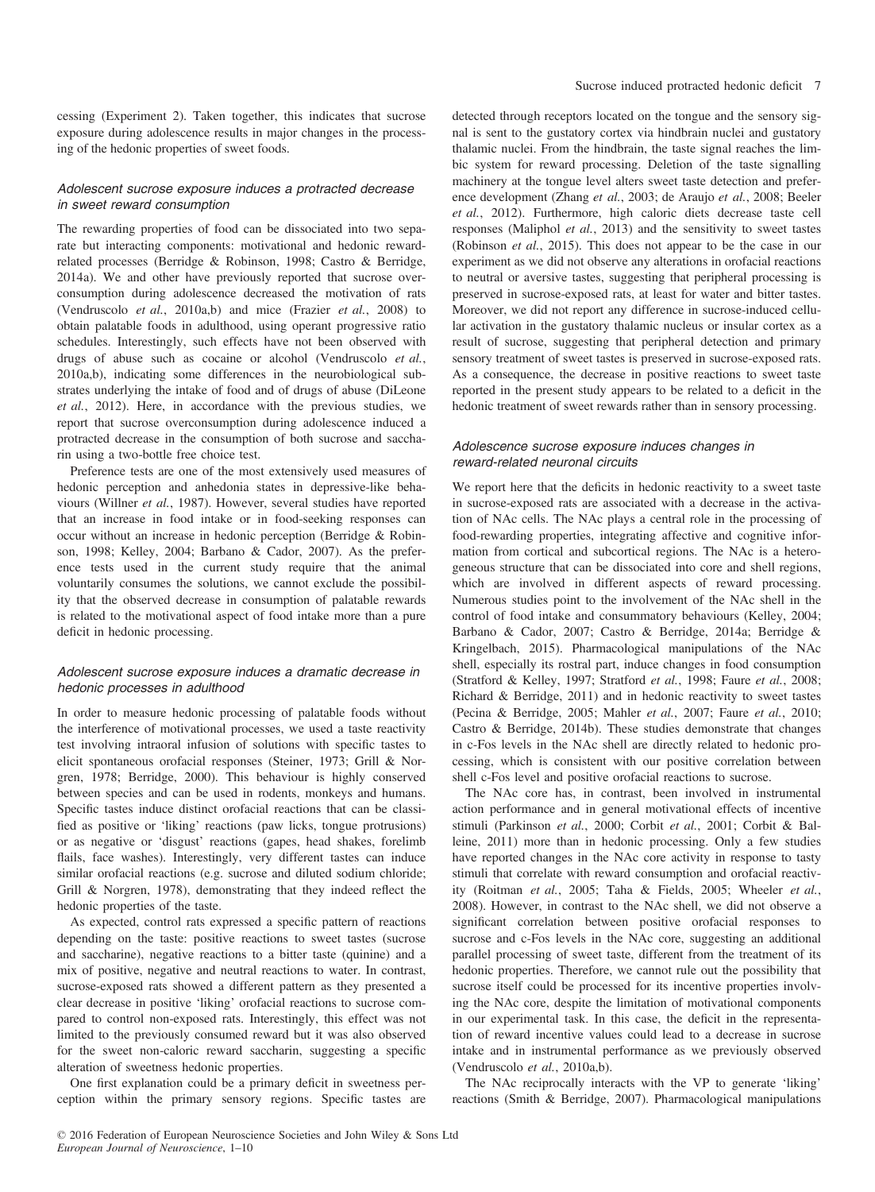cessing (Experiment 2). Taken together, this indicates that sucrose exposure during adolescence results in major changes in the processing of the hedonic properties of sweet foods.

### *Adolescent sucrose exposure induces a protracted decrease in sweet reward consumption*

The rewarding properties of food can be dissociated into two separate but interacting components: motivational and hedonic reward-related processes (Berridge & Robinson, 1998; Castro & Berridge, 2014a). We and other have previously reported that sucrose overconsumption during adolescence decreased the motivation of rats (Vendruscolo *et al.*, 2010a,b) and mice (Frazier *et al.*, 2008) to obtain palatable foods in adulthood, using operant progressive ratio schedules. Interestingly, such effects have not been observed with drugs of abuse such as cocaine or alcohol (Vendruscolo *et al.*, 2010a,b), indicating some differences in the neurobiological substrates underlying the intake of food and of drugs of abuse (DiLeone *et al.*, 2012). Here, in accordance with the previous studies, we report that sucrose overconsumption during adolescence induced a protracted decrease in the consumption of both sucrose and saccharin using a two-bottle free choice test.

Preference tests are one of the most extensively used measures of hedonic perception and anhedonia states in depressive-like behaviours (Willner *et al.*, 1987). However, several studies have reported that an increase in food intake or in food-seeking responses can occur without an increase in hedonic perception (Berridge & Robinson, 1998; Kelley, 2004; Barbano & Cador, 2007). As the preference tests used in the current study require that the animal voluntarily consumes the solutions, we cannot exclude the possibility that the observed decrease in consumption of palatable rewards is related to the motivational aspect of food intake more than a pure deficit in hedonic processing.

### *Adolescent sucrose exposure induces a dramatic decrease in hedonic processes in adulthood*

In order to measure hedonic processing of palatable foods without the interference of motivational processes, we used a taste reactivity test involving intraoral infusion of solutions with specific tastes to elicit spontaneous orofacial responses (Steiner, 1973; Grill & Norgren, 1978; Berridge, 2000). This behaviour is highly conserved between species and can be used in rodents, monkeys and humans. Specific tastes induce distinct orofacial reactions that can be classified as positive or 'liking' reactions (paw licks, tongue protrusions) or as negative or 'disgust' reactions (gapes, head shakes, forelimb flails, face washes). Interestingly, very different tastes can induce similar orofacial reactions (e.g. sucrose and diluted sodium chloride; Grill & Norgren, 1978), demonstrating that they indeed reflect the hedonic properties of the taste.

As expected, control rats expressed a specific pattern of reactions depending on the taste: positive reactions to sweet tastes (sucrose and saccharine), negative reactions to a bitter taste (quinine) and a mix of positive, negative and neutral reactions to water. In contrast, sucrose-exposed rats showed a different pattern as they presented a clear decrease in positive 'liking' orofacial reactions to sucrose compared to control non-exposed rats. Interestingly, this effect was not limited to the previously consumed reward but it was also observed for the sweet non-caloric reward saccharin, suggesting a specific alteration of sweetness hedonic properties.

One first explanation could be a primary deficit in sweetness perception within the primary sensory regions. Specific tastes are detected through receptors located on the tongue and the sensory signal is sent to the gustatory cortex via hindbrain nuclei and gustatory thalamic nuclei. From the hindbrain, the taste signal reaches the limbic system for reward processing. Deletion of the taste signalling machinery at the tongue level alters sweet taste detection and preference development (Zhang *et al.*, 2003; de Araujo *et al.*, 2008; Beeler *et al.*, 2012). Furthermore, high caloric diets decrease taste cell responses (Maliphol *et al.*, 2013) and the sensitivity to sweet tastes (Robinson *et al.*, 2015). This does not appear to be the case in our experiment as we did not observe any alterations in orofacial reactions to neutral or aversive tastes, suggesting that peripheral processing is preserved in sucrose-exposed rats, at least for water and bitter tastes. Moreover, we did not report any difference in sucrose-induced cellular activation in the gustatory thalamic nucleus or insular cortex as a result of sucrose, suggesting that peripheral detection and primary sensory treatment of sweet tastes is preserved in sucrose-exposed rats. As a consequence, the decrease in positive reactions to sweet taste reported in the present study appears to be related to a deficit in the hedonic treatment of sweet rewards rather than in sensory processing.

### *Adolescence sucrose exposure induces changes in reward-related neuronal circuits*

We report here that the deficits in hedonic reactivity to a sweet taste in sucrose-exposed rats are associated with a decrease in the activation of NAc cells. The NAc plays a central role in the processing of food-rewarding properties, integrating affective and cognitive information from cortical and subcortical regions. The NAc is a heterogeneous structure that can be dissociated into core and shell regions, which are involved in different aspects of reward processing. Numerous studies point to the involvement of the NAc shell in the control of food intake and consummatory behaviours (Kelley, 2004; Barbano & Cador, 2007; Castro & Berridge, 2014a; Berridge & Kringelbach, 2015). Pharmacological manipulations of the NAc shell, especially its rostral part, induce changes in food consumption (Stratford & Kelley, 1997; Stratford *et al.*, 1998; Faure *et al.*, 2008; Richard & Berridge, 2011) and in hedonic reactivity to sweet tastes (Pecina & Berridge, 2005; Mahler *et al.*, 2007; Faure *et al.*, 2010; Castro & Berridge, 2014b). These studies demonstrate that changes in c-Fos levels in the NAc shell are directly related to hedonic processing, which is consistent with our positive correlation between shell c-Fos level and positive orofacial reactions to sucrose.

The NAc core has, in contrast, been involved in instrumental action performance and in general motivational effects of incentive stimuli (Parkinson *et al.*, 2000; Corbit *et al.*, 2001; Corbit & Balleine, 2011) more than in hedonic processing. Only a few studies have reported changes in the NAc core activity in response to tasty stimuli that correlate with reward consumption and orofacial reactivity (Roitman *et al.*, 2005; Taha & Fields, 2005; Wheeler *et al.*, 2008). However, in contrast to the NAc shell, we did not observe a significant correlation between positive orofacial responses to sucrose and c-Fos levels in the NAc core, suggesting an additional parallel processing of sweet taste, different from the treatment of its hedonic properties. Therefore, we cannot rule out the possibility that sucrose itself could be processed for its incentive properties involving the NAc core, despite the limitation of motivational components in our experimental task. In this case, the deficit in the representation of reward incentive values could lead to a decrease in sucrose intake and in instrumental performance as we previously observed (Vendruscolo *et al.*, 2010a,b).

The NAc reciprocally interacts with the VP to generate 'liking' reactions (Smith & Berridge, 2007). Pharmacological manipulations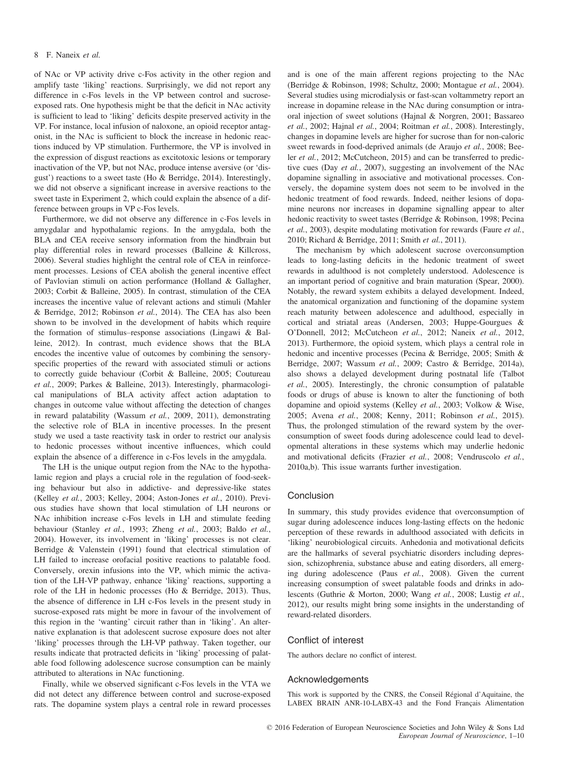of NAc or VP activity drive c-Fos activity in the other region and amplify taste 'liking' reactions. Surprisingly, we did not report any difference in c-Fos levels in the VP between control and sucrose-exposed rats. One hypothesis might be that the deficit in NAc activity is sufficient to lead to 'liking' deficits despite preserved activity in the VP. For instance, local infusion of naloxone, an opioid receptor antagonist, in the NAc is sufficient to block the increase in hedonic reactions induced by VP stimulation. Furthermore, the VP is involved in the expression of disgust reactions as excitotoxic lesions or temporary inactivation of the VP, but not NAc, produce intense aversive (or 'disgust') reactions to a sweet taste (Ho & Berridge, 2014). Interestingly, we did not observe a significant increase in aversive reactions to the sweet taste in Experiment 2, which could explain the absence of a difference between groups in VP c-Fos levels.

Furthermore, we did not observe any difference in c-Fos levels in amygdalar and hypothalamic regions. In the amygdala, both the BLA and CEA receive sensory information from the hindbrain but play differential roles in reward processes (Balleine & Killcross, 2006). Several studies highlight the central role of CEA in reinforcement processes. Lesions of CEA abolish the general incentive effect of Pavlovian stimuli on action performance (Holland & Gallagher, 2003; Corbit & Balleine, 2005). In contrast, stimulation of the CEA increases the incentive value of relevant actions and stimuli (Mahler & Berridge, 2012; Robinson *et al.*, 2014). The CEA has also been shown to be involved in the development of habits which require the formation of stimulus–response associations (Lingawi & Balleine, 2012). In contrast, much evidence shows that the BLA encodes the incentive value of outcomes by combining the sensory-specific properties of the reward with associated stimuli or actions to correctly guide behaviour (Corbit & Balleine, 2005; Coutureau *et al.*, 2009; Parkes & Balleine, 2013). Interestingly, pharmacological manipulations of BLA activity affect action adaptation to changes in outcome value without affecting the detection of changes in reward palatability (Wassum *et al.*, 2009, 2011), demonstrating the selective role of BLA in incentive processes. In the present study we used a taste reactivity task in order to restrict our analysis to hedonic processes without incentive influences, which could explain the absence of a difference in c-Fos levels in the amygdala.

The LH is the unique output region from the NAc to the hypothalamic region and plays a crucial role in the regulation of food-seeking behaviour but also in addictive- and depressive-like states (Kelley *et al.*, 2003; Kelley, 2004; Aston-Jones *et al.*, 2010). Previous studies have shown that local stimulation of LH neurons or NAc inhibition increase c-Fos levels in LH and stimulate feeding behaviour (Stanley *et al.*, 1993; Zheng *et al.*, 2003; Baldo *et al.*, 2004). However, its involvement in 'liking' processes is not clear. Berridge & Valenstein (1991) found that electrical stimulation of LH failed to increase orofacial positive reactions to palatable food. Conversely, orexin infusions into the VP, which mimic the activation of the LH-VP pathway, enhance 'liking' reactions, supporting a role of the LH in hedonic processes (Ho & Berridge, 2013). Thus, the absence of difference in LH c-Fos levels in the present study in sucrose-exposed rats might be more in favour of the involvement of this region in the 'wanting' circuit rather than in 'liking'. An alternative explanation is that adolescent sucrose exposure does not alter 'liking' processes through the LH-VP pathway. Taken together, our results indicate that protracted deficits in 'liking' processing of palatable food following adolescence sucrose consumption can be mainly attributed to alterations in NAc functioning.

Finally, while we observed significant c-Fos levels in the VTA we did not detect any difference between control and sucrose-exposed rats. The dopamine system plays a central role in reward processes and is one of the main afferent regions projecting to the NAc (Berridge & Robinson, 1998; Schultz, 2000; Montague *et al.*, 2004). Several studies using microdialysis or fast-scan voltammetry report an increase in dopamine release in the NAc during consumption or intra-oral injection of sweet solutions (Hajnal & Norgren, 2001; Bassareo *et al.*, 2002; Hajnal *et al.*, 2004; Roitman *et al.*, 2008). Interestingly, changes in dopamine levels are higher for sucrose than for non-caloric sweet rewards in food-deprived animals (de Araujo *et al.*, 2008; Beeler *et al.*, 2012; McCutcheon, 2015) and can be transferred to predictive cues (Day *et al.*, 2007), suggesting an involvement of the NAc dopamine signalling in associative and motivational processes. Conversely, the dopamine system does not seem to be involved in the hedonic treatment of food rewards. Indeed, neither lesions of dopamine neurons nor increases in dopamine signalling appear to alter hedonic reactivity to sweet tastes (Berridge & Robinson, 1998; Pecina *et al.*, 2003), despite modulating motivation for rewards (Faure *et al.*, 2010; Richard & Berridge, 2011; Smith *et al.*, 2011).

The mechanism by which adolescent sucrose overconsumption leads to long-lasting deficits in the hedonic treatment of sweet rewards in adulthood is not completely understood. Adolescence is an important period of cognitive and brain maturation (Spear, 2000). Notably, the reward system exhibits a delayed development. Indeed, the anatomical organization and functioning of the dopamine system reach maturity between adolescence and adulthood, especially in cortical and striatal areas (Andersen, 2003; Huppe-Gourgues & O'Donnell, 2012; McCutcheon *et al.*, 2012; Naneix *et al.*, 2012, 2013). Furthermore, the opioid system, which plays a central role in hedonic and incentive processes (Pecina & Berridge, 2005; Smith & Berridge, 2007; Wassum *et al.*, 2009; Castro & Berridge, 2014a), also shows a delayed development during postnatal life (Talbot *et al.*, 2005). Interestingly, the chronic consumption of palatable foods or drugs of abuse is known to alter the functioning of both dopamine and opioid systems (Kelley *et al.*, 2003; Volkow & Wise, 2005; Avena *et al.*, 2008; Kenny, 2011; Robinson *et al.*, 2015). Thus, the prolonged stimulation of the reward system by the overconsumption of sweet foods during adolescence could lead to developmental alterations in these systems which may underlie hedonic and motivational deficits (Frazier *et al.*, 2008; Vendruscolo *et al.*, 2010a,b). This issue warrants further investigation.

## Conclusion

In summary, this study provides evidence that overconsumption of sugar during adolescence induces long-lasting effects on the hedonic perception of these rewards in adulthood associated with deficits in 'liking' neurobiological circuits. Anhedonia and motivational deficits are the hallmarks of several psychiatric disorders including depression, schizophrenia, substance abuse and eating disorders, all emerging during adolescence (Paus *et al.*, 2008). Given the current increasing consumption of sweet palatable foods and drinks in adolescents (Guthrie & Morton, 2000; Wang *et al.*, 2008; Lustig *et al.*, 2012), our results might bring some insights in the understanding of reward-related disorders.

## Conflict of interest

The authors declare no conflict of interest.

## Acknowledgements

This work is supported by the CNRS, the Conseil Régional d'Aquitaine, the LABEX BRAIN ANR-10-LABX-43 and the Fond Français Alimentation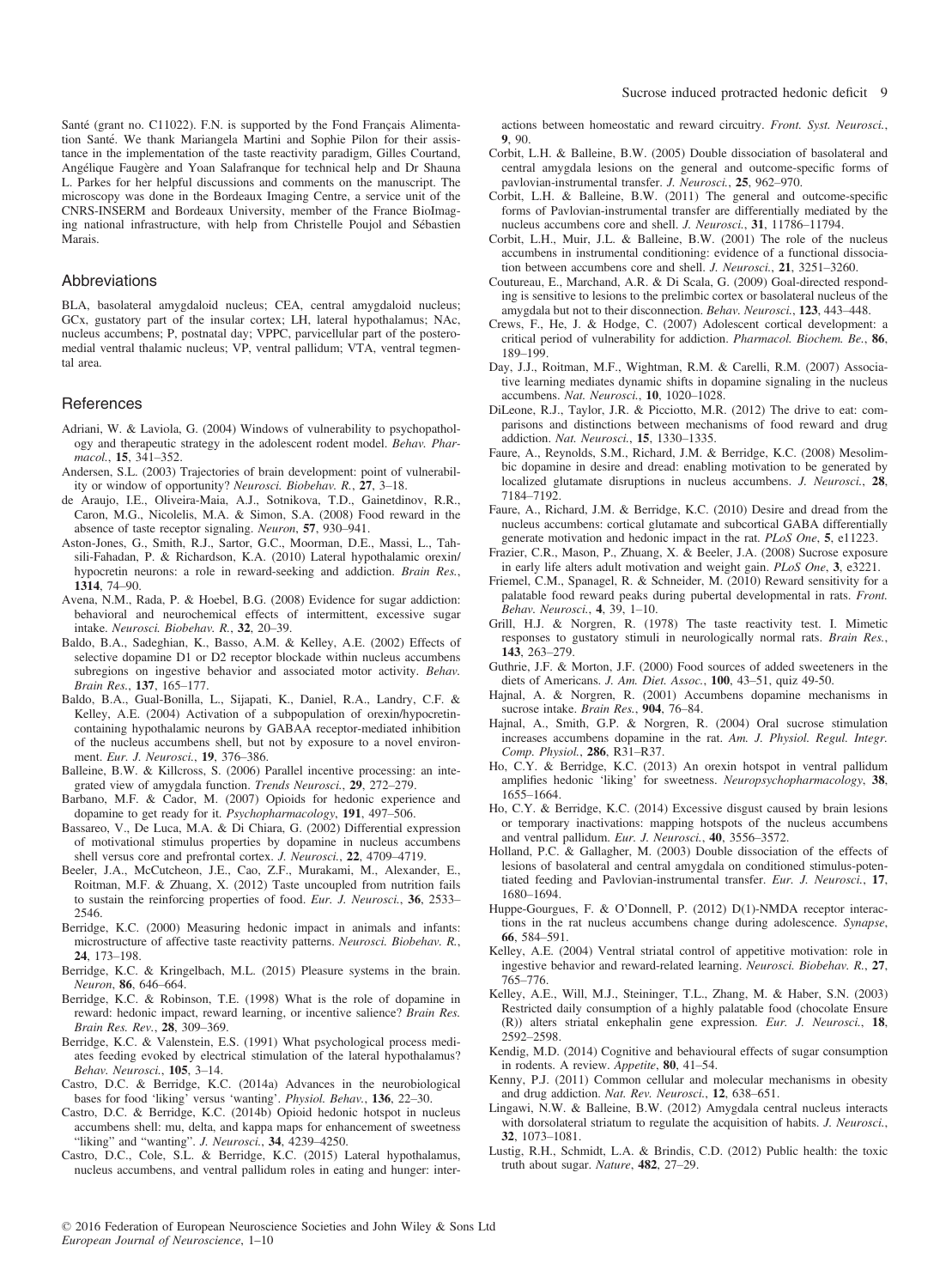Santé (grant no. C11022). F.N. is supported by the Fond Français Alimentation Santé. We thank Mariangela Martini and Sophie Pilon for their assistance in the implementation of the taste reactivity paradigm, Gilles Courtand, Angélique Faugère and Yoan Salafranque for technical help and Dr Shauna L. Parkes for her helpful discussions and comments on the manuscript. The microscopy was done in the Bordeaux Imaging Centre, a service unit of the CNRS-INSERM and Bordeaux University, member of the France BioImaging national infrastructure, with help from Christelle Poujol and Sébastien Marais.

## Abbreviations

BLA, basolateral amygdaloid nucleus; CEA, central amygdaloid nucleus; GCx, gustatory part of the insular cortex; LH, lateral hypothalamus; NAc, nucleus accumbens; P, postnatal day; VPPC, parvicellular part of the posteromedial ventral thalamic nucleus; VP, ventral pallidum; VTA, ventral tegmental area.

## References

Adriani, W. & Laviola, G. (2004) Windows of vulnerability to psychopathology and therapeutic strategy in the adolescent rodent model. *Behav. Pharmacol.*, **15**, 341–352.

Andersen, S.L. (2003) Trajectories of brain development: point of vulnerability or window of opportunity? *Neurosci. Biobehav. R.*, **27**, 3–18.

de Araujo, I.E., Oliveira-Maia, A.J., Sotnikova, T.D., Gainetdinov, R.R., Caron, M.G., Nicolelis, M.A. & Simon, S.A. (2008) Food reward in the absence of taste receptor signaling. *Neuron*, **57**, 930–941.

Aston-Jones, G., Smith, R.J., Sartor, G.C., Moorman, D.E., Massi, L., Tahsili-Fahadan, P. & Richardson, K.A. (2010) Lateral hypothalamic orexin/hypocretin neurons: a role in reward-seeking and addiction. *Brain Res.*, **1314**, 74–90.

Avena, N.M., Rada, P. & Hoebel, B.G. (2008) Evidence for sugar addiction: behavioral and neurochemical effects of intermittent, excessive sugar intake. *Neurosci. Biobehav. R.*, **32**, 20–39.

Baldo, B.A., Sadeghian, K., Basso, A.M. & Kelley, A.E. (2002) Effects of selective dopamine D1 or D2 receptor blockade within nucleus accumbens subregions on ingestive behavior and associated motor activity. *Behav. Brain Res.*, **137**, 165–177.

Baldo, B.A., Gual-Bonilla, L., Sijapati, K., Daniel, R.A., Landry, C.F. & Kelley, A.E. (2004) Activation of a subpopulation of orexin/hypocretin-containing hypothalamic neurons by GABAA receptor-mediated inhibition of the nucleus accumbens shell, but not by exposure to a novel environment. *Eur. J. Neurosci.*, **19**, 376–386.

Balleine, B.W. & Killcross, S. (2006) Parallel incentive processing: an integrated view of amygdala function. *Trends Neurosci.*, **29**, 272–279.

Barbano, M.F. & Cador, M. (2007) Opioids for hedonic experience and dopamine to get ready for it. *Psychopharmacology*, **191**, 497–506.

Bassareo, V., De Luca, M.A. & Di Chiara, G. (2002) Differential expression of motivational stimulus properties by dopamine in nucleus accumbens shell versus core and prefrontal cortex. *J. Neurosci.*, **22**, 4709–4719.

Beeler, J.A., McCutcheon, J.E., Cao, Z.F., Murakami, M., Alexander, E., Roitman, M.F. & Zhuang, X. (2012) Taste uncoupled from nutrition fails to sustain the reinforcing properties of food. *Eur. J. Neurosci.*, **36**, 2533–2546.

Berridge, K.C. (2000) Measuring hedonic impact in animals and infants: microstructure of affective taste reactivity patterns. *Neurosci. Biobehav. R.*, **24**, 173–198.

Berridge, K.C. & Kringelbach, M.L. (2015) Pleasure systems in the brain. *Neuron*, **86**, 646–664.

Berridge, K.C. & Robinson, T.E. (1998) What is the role of dopamine in reward: hedonic impact, reward learning, or incentive salience? *Brain Res. Brain Res. Rev.*, **28**, 309–369.

Berridge, K.C. & Valenstein, E.S. (1991) What psychological process mediates feeding evoked by electrical stimulation of the lateral hypothalamus? *Behav. Neurosci.*, **105**, 3–14.

Castro, D.C. & Berridge, K.C. (2014a) Advances in the neurobiological bases for food 'liking' versus 'wanting'. *Physiol. Behav.*, **136**, 22–30.

Castro, D.C. & Berridge, K.C. (2014b) Opioid hedonic hotspot in nucleus accumbens shell: mu, delta, and kappa maps for enhancement of sweetness "liking" and "wanting". *J. Neurosci.*, **34**, 4239–4250.

Castro, D.C., Cole, S.L. & Berridge, K.C. (2015) Lateral hypothalamus, nucleus accumbens, and ventral pallidum roles in eating and hunger: interactions between homeostatic and reward circuitry. *Front. Syst. Neurosci.*, **9**, 90.

Corbit, L.H. & Balleine, B.W. (2005) Double dissociation of basolateral and central amygdala lesions on the general and outcome-specific forms of pavlovian-instrumental transfer. *J. Neurosci.*, **25**, 962–970.

Corbit, L.H. & Balleine, B.W. (2011) The general and outcome-specific forms of Pavlovian-instrumental transfer are differentially mediated by the nucleus accumbens core and shell. *J. Neurosci.*, **31**, 11786–11794.

Corbit, L.H., Muir, J.L. & Balleine, B.W. (2001) The role of the nucleus accumbens in instrumental conditioning: evidence of a functional dissociation between accumbens core and shell. *J. Neurosci.*, **21**, 3251–3260.

Coutureau, E., Marchand, A.R. & Di Scala, G. (2009) Goal-directed responding is sensitive to lesions to the prelimbic cortex or basolateral nucleus of the amygdala but not to their disconnection. *Behav. Neurosci.*, **123**, 443–448.

Crews, F., He, J. & Hodge, C. (2007) Adolescent cortical development: a critical period of vulnerability for addiction. *Pharmacol. Biochem. Be.*, **86**, 189–199.

Day, J.J., Roitman, M.F., Wightman, R.M. & Carelli, R.M. (2007) Associative learning mediates dynamic shifts in dopamine signaling in the nucleus accumbens. *Nat. Neurosci.*, **10**, 1020–1028.

DiLeone, R.J., Taylor, J.R. & Picciotto, M.R. (2012) The drive to eat: comparisons and distinctions between mechanisms of food reward and drug addiction. *Nat. Neurosci.*, **15**, 1330–1335.

Faure, A., Reynolds, S.M., Richard, J.M. & Berridge, K.C. (2008) Mesolimbic dopamine in desire and dread: enabling motivation to be generated by localized glutamate disruptions in nucleus accumbens. *J. Neurosci.*, **28**, 7184–7192.

Faure, A., Richard, J.M. & Berridge, K.C. (2010) Desire and dread from the nucleus accumbens: cortical glutamate and subcortical GABA differentially generate motivation and hedonic impact in the rat. *PLoS One*, **5**, e11223.

Frazier, C.R., Mason, P., Zhuang, X. & Beeler, J.A. (2008) Sucrose exposure in early life alters adult motivation and weight gain. *PLoS One*, **3**, e3221.

Friemel, C.M., Spanagel, R. & Schneider, M. (2010) Reward sensitivity for a palatable food reward peaks during pubertal developmental in rats. *Front. Behav. Neurosci.*, **4**, 39, 1–10.

Grill, H.J. & Norgren, R. (1978) The taste reactivity test. I. Mimetic responses to gustatory stimuli in neurologically normal rats. *Brain Res.*, **143**, 263–279.

Guthrie, J.F. & Morton, J.F. (2000) Food sources of added sweeteners in the diets of Americans. *J. Am. Diet. Assoc.*, **100**, 43–51, quiz 49-50.

Hajnal, A. & Norgren, R. (2001) Accumbens dopamine mechanisms in sucrose intake. *Brain Res.*, **904**, 76–84.

Hajnal, A., Smith, G.P. & Norgren, R. (2004) Oral sucrose stimulation increases accumbens dopamine in the rat. *Am. J. Physiol. Regul. Integr. Comp. Physiol.*, **286**, R31–R37.

Ho, C.Y. & Berridge, K.C. (2013) An orexin hotspot in ventral pallidum amplifies hedonic 'liking' for sweetness. *Neuropsychopharmacology*, **38**, 1655–1664.

Ho, C.Y. & Berridge, K.C. (2014) Excessive disgust caused by brain lesions or temporary inactivations: mapping hotspots of the nucleus accumbens and ventral pallidum. *Eur. J. Neurosci.*, **40**, 3556–3572.

Holland, P.C. & Gallagher, M. (2003) Double dissociation of the effects of lesions of basolateral and central amygdala on conditioned stimulus-potentiated feeding and Pavlovian-instrumental transfer. *Eur. J. Neurosci.*, **17**, 1680–1694.

Huppe-Gourgues, F. & O'Donnell, P. (2012) D(1)-NMDA receptor interactions in the rat nucleus accumbens change during adolescence. *Synapse*, **66**, 584–591.

Kelley, A.E. (2004) Ventral striatal control of appetitive motivation: role in ingestive behavior and reward-related learning. *Neurosci. Biobehav. R.*, **27**, 765–776.

Kelley, A.E., Will, M.J., Steininger, T.L., Zhang, M. & Haber, S.N. (2003) Restricted daily consumption of a highly palatable food (chocolate Ensure (R)) alters striatal enkephalin gene expression. *Eur. J. Neurosci.*, **18**, 2592–2598.

Kendig, M.D. (2014) Cognitive and behavioural effects of sugar consumption in rodents. A review. *Appetite*, **80**, 41–54.

Kenny, P.J. (2011) Common cellular and molecular mechanisms in obesity and drug addiction. *Nat. Rev. Neurosci.*, **12**, 638–651.

Lingawi, N.W. & Balleine, B.W. (2012) Amygdala central nucleus interacts with dorsolateral striatum to regulate the acquisition of habits. *J. Neurosci.*, **32**, 1073–1081.

Lustig, R.H., Schmidt, L.A. & Brindis, C.D. (2012) Public health: the toxic truth about sugar. *Nature*, **482**, 27–29.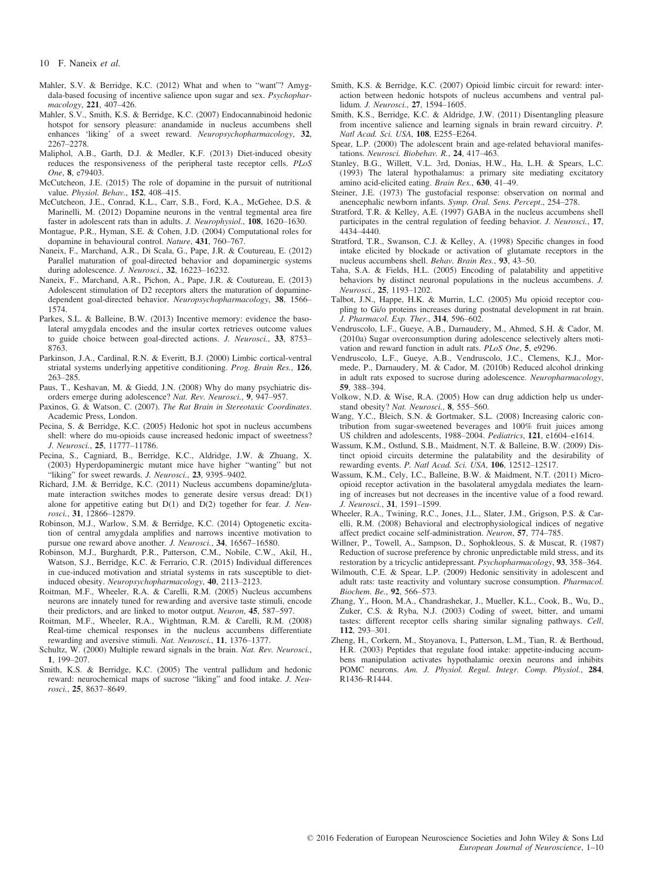Mahler, S.V. & Berridge, K.C. (2012) What and when to "want"? Amygdala-based focusing of incentive salience upon sugar and sex. *Psychopharmacology*, **221**, 407–426.

Mahler, S.V., Smith, K.S. & Berridge, K.C. (2007) Endocannabinoid hedonic hotspot for sensory pleasure: anandamide in nucleus accumbens shell enhances 'liking' of a sweet reward. *Neuropsychopharmacology*, **32**, 2267–2278.

Maliphol, A.B., Garth, D.J. & Medler, K.F. (2013) Diet-induced obesity reduces the responsiveness of the peripheral taste receptor cells. *PLoS One*, **8**, e79403.

McCutcheon, J.E. (2015) The role of dopamine in the pursuit of nutritional value. *Physiol. Behav.*, **152**, 408–415.

McCutcheon, J.E., Conrad, K.L., Carr, S.B., Ford, K.A., McGehee, D.S. & Marinelli, M. (2012) Dopamine neurons in the ventral tegmental area fire faster in adolescent rats than in adults. *J. Neurophysiol.*, **108**, 1620–1630.

Montague, P.R., Hyman, S.E. & Cohen, J.D. (2004) Computational roles for dopamine in behavioural control. *Nature*, **431**, 760–767.

Naneix, F., Marchand, A.R., Di Scala, G., Pape, J.R. & Coutureau, E. (2012) Parallel maturation of goal-directed behavior and dopaminergic systems during adolescence. *J. Neurosci.*, **32**, 16223–16232.

Naneix, F., Marchand, A.R., Pichon, A., Pape, J.R. & Coutureau, E. (2013) Adolescent stimulation of D2 receptors alters the maturation of dopamine-dependent goal-directed behavior. *Neuropsychopharmacology*, **38**, 1566–1574.

Parkes, S.L. & Balleine, B.W. (2013) Incentive memory: evidence the basolateral amygdala encodes and the insular cortex retrieves outcome values to guide choice between goal-directed actions. *J. Neurosci.*, **33**, 8753–8763.

Parkinson, J.A., Cardinal, R.N. & Everitt, B.J. (2000) Limbic cortical-ventral striatal systems underlying appetitive conditioning. *Prog. Brain Res.*, **126**, 263–285.

Paus, T., Keshavan, M. & Giedd, J.N. (2008) Why do many psychiatric disorders emerge during adolescence? *Nat. Rev. Neurosci.*, **9**, 947–957.

Paxinos, G. & Watson, C. (2007). *The Rat Brain in Stereotaxic Coordinates*. Academic Press, London.

Pecina, S. & Berridge, K.C. (2005) Hedonic hot spot in nucleus accumbens shell: where do mu-opioids cause increased hedonic impact of sweetness? *J. Neurosci.*, **25**, 11777–11786.

Pecina, S., Cagniard, B., Berridge, K.C., Aldridge, J.W. & Zhuang, X. (2003) Hyperdopaminergic mutant mice have higher "wanting" but not "liking" for sweet rewards. *J. Neurosci.*, **23**, 9395–9402.

Richard, J.M. & Berridge, K.C. (2011) Nucleus accumbens dopamine/glutamate interaction switches modes to generate desire versus dread: D(1) alone for appetitive eating but D(1) and D(2) together for fear. *J. Neurosci.*, **31**, 12866–12879.

Robinson, M.J., Warlow, S.M. & Berridge, K.C. (2014) Optogenetic excitation of central amygdala amplifies and narrows incentive motivation to pursue one reward above another. *J. Neurosci.*, **34**, 16567–16580.

Robinson, M.J., Burghardt, P.R., Patterson, C.M., Nobile, C.W., Akil, H., Watson, S.J., Berridge, K.C. & Ferrario, C.R. (2015) Individual differences in cue-induced motivation and striatal systems in rats susceptible to diet-induced obesity. *Neuropsychopharmacology*, **40**, 2113–2123.

Roitman, M.F., Wheeler, R.A. & Carelli, R.M. (2005) Nucleus accumbens neurons are innately tuned for rewarding and aversive taste stimuli, encode their predictors, and are linked to motor output. *Neuron*, **45**, 587–597.

Roitman, M.F., Wheeler, R.A., Wightman, R.M. & Carelli, R.M. (2008) Real-time chemical responses in the nucleus accumbens differentiate rewarding and aversive stimuli. *Nat. Neurosci.*, **11**, 1376–1377.

Schultz, W. (2000) Multiple reward signals in the brain. *Nat. Rev. Neurosci.*, **1**, 199–207.

Smith, K.S. & Berridge, K.C. (2005) The ventral pallidum and hedonic reward: neurochemical maps of sucrose "liking" and food intake. *J. Neurosci.*, **25**, 8637–8649.

Smith, K.S. & Berridge, K.C. (2007) Opioid limbic circuit for reward: interaction between hedonic hotspots of nucleus accumbens and ventral pallidum. *J. Neurosci.*, **27**, 1594–1605.

Smith, K.S., Berridge, K.C. & Aldridge, J.W. (2011) Disentangling pleasure from incentive salience and learning signals in brain reward circuitry. *P. Natl Acad. Sci. USA*, **108**, E255–E264.

Spear, L.P. (2000) The adolescent brain and age-related behavioral manifestations. *Neurosci. Biobehav. R.*, **24**, 417–463.

Stanley, B.G., Willett, V.L. 3rd, Donias, H.W., Ha, L.H. & Spears, L.C. (1993) The lateral hypothalamus: a primary site mediating excitatory amino acid-elicited eating. *Brain Res.*, **630**, 41–49.

Steiner, J.E. (1973) The gustofacial response: observation on normal and anencephalic newborn infants. *Symp. Oral. Sens. Percept.*, 254–278.

Stratford, T.R. & Kelley, A.E. (1997) GABA in the nucleus accumbens shell participates in the central regulation of feeding behavior. *J. Neurosci.*, **17**, 4434–4440.

Stratford, T.R., Swanson, C.J. & Kelley, A. (1998) Specific changes in food intake elicited by blockade or activation of glutamate receptors in the nucleus accumbens shell. *Behav. Brain Res.*, **93**, 43–50.

Taha, S.A. & Fields, H.L. (2005) Encoding of palatability and appetitive behaviors by distinct neuronal populations in the nucleus accumbens. *J. Neurosci.*, **25**, 1193–1202.

Talbot, J.N., Happe, H.K. & Murrin, L.C. (2005) Mu opioid receptor coupling to Gi/o proteins increases during postnatal development in rat brain. *J. Pharmacol. Exp. Ther.*, **314**, 596–602.

Vendruscolo, L.F., Gueye, A.B., Darnaudery, M., Ahmed, S.H. & Cador, M. (2010a) Sugar overconsumption during adolescence selectively alters motivation and reward function in adult rats. *PLoS One*, **5**, e9296.

Vendruscolo, L.F., Gueye, A.B., Vendruscolo, J.C., Clemens, K.J., Mormede, P., Darnaudery, M. & Cador, M. (2010b) Reduced alcohol drinking in adult rats exposed to sucrose during adolescence. *Neuropharmacology*, **59**, 388–394.

Volkow, N.D. & Wise, R.A. (2005) How can drug addiction help us understand obesity? *Nat. Neurosci.*, **8**, 555–560.

Wang, Y.C., Bleich, S.N. & Gortmaker, S.L. (2008) Increasing caloric contribution from sugar-sweetened beverages and 100% fruit juices among US children and adolescents, 1988–2004. *Pediatrics*, **121**, e1604–e1614.

Wassum, K.M., Ostlund, S.B., Maidment, N.T. & Balleine, B.W. (2009) Distinct opioid circuits determine the palatability and the desirability of rewarding events. *P. Natl Acad. Sci. USA*, **106**, 12512–12517.

Wassum, K.M., Cely, I.C., Balleine, B.W. & Maidment, N.T. (2011) Micro-opioid receptor activation in the basolateral amygdala mediates the learning of increases but not decreases in the incentive value of a food reward. *J. Neurosci.*, **31**, 1591–1599.

Wheeler, R.A., Twining, R.C., Jones, J.L., Slater, J.M., Grigson, P.S. & Carelli, R.M. (2008) Behavioral and electrophysiological indices of negative affect predict cocaine self-administration. *Neuron*, **57**, 774–785.

Willner, P., Towell, A., Sampson, D., Sophokleous, S. & Muscat, R. (1987) Reduction of sucrose preference by chronic unpredictable mild stress, and its restoration by a tricyclic antidepressant. *Psychopharmacology*, **93**, 358–364.

Wilmouth, C.E. & Spear, L.P. (2009) Hedonic sensitivity in adolescent and adult rats: taste reactivity and voluntary sucrose consumption. *Pharmacol. Biochem. Be.*, **92**, 566–573.

Zhang, Y., Hoon, M.A., Chandrashekar, J., Mueller, K.L., Cook, B., Wu, D., Zuker, C.S. & Ryba, N.J. (2003) Coding of sweet, bitter, and umami tastes: different receptor cells sharing similar signaling pathways. *Cell*, **112**, 293–301.

Zheng, H., Corkern, M., Stoyanova, I., Patterson, L.M., Tian, R. & Berthoud, H.R. (2003) Peptides that regulate food intake: appetite-inducing accumbens manipulation activates hypothalamic orexin neurons and inhibits POMC neurons. *Am. J. Physiol. Regul. Integr. Comp. Physiol.*, **284**, R1436–R1444.